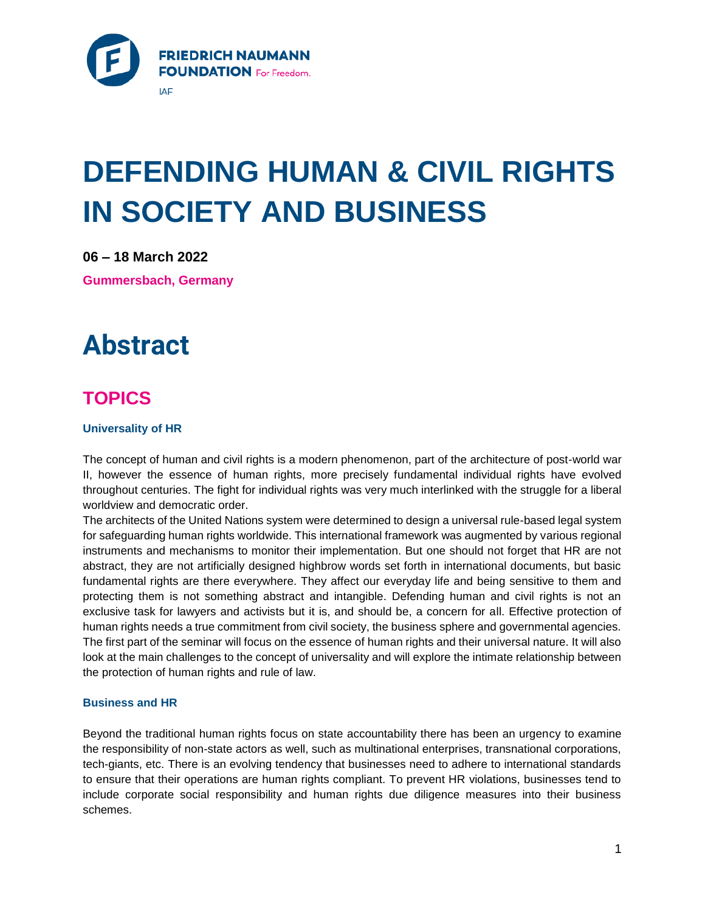FRIEDRICH NAUMANN FOUNDATION For Freedom.

IAF

# DEFENDING HUMAN & CIVIL RIGHTS IN SOCIETY AND BUSINESS

**06 – 18 March 2022**

**Gummersbach, Germany**

# Abstract

## TOPICS

### Universality of HR

The concept of human and civil rights is a modern phenomenon, part of the architecture of post-world war II, however the essence of human rights, more precisely fundamental individual rights have evolved throughout centuries. The fight for individual rights was very much interlinked with the struggle for a liberal worldview and democratic order.

The architects of the United Nations system were determined to design a universal rule-based legal system for safeguarding human rights worldwide. This international framework was augmented by various regional instruments and mechanisms to monitor their implementation. But one should not forget that HR are not abstract, they are not artificially designed highbrow words set forth in international documents, but basic fundamental rights are there everywhere. They affect our everyday life and being sensitive to them and protecting them is not something abstract and intangible. Defending human and civil rights is not an exclusive task for lawyers and activists but it is, and should be, a concern for all. Effective protection of human rights needs a true commitment from civil society, the business sphere and governmental agencies. The first part of the seminar will focus on the essence of human rights and their universal nature. It will also look at the main challenges to the concept of universality and will explore the intimate relationship between the protection of human rights and rule of law.

### Business and HR

Beyond the traditional human rights focus on state accountability there has been an urgency to examine the responsibility of non-state actors as well, such as multinational enterprises, transnational corporations, tech-giants, etc. There is an evolving tendency that businesses need to adhere to international standards to ensure that their operations are human rights compliant. To prevent HR violations, businesses tend to include corporate social responsibility and human rights due diligence measures into their business schemes.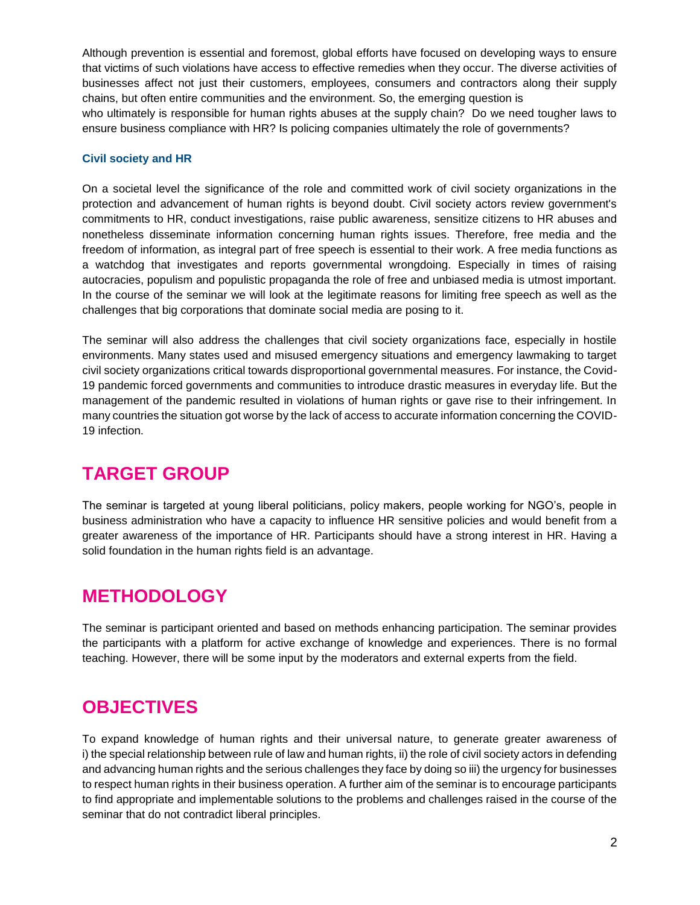Although prevention is essential and foremost, global efforts have focused on developing ways to ensure that victims of such violations have access to effective remedies when they occur. The diverse activities of businesses affect not just their customers, employees, consumers and contractors along their supply chains, but often entire communities and the environment. So, the emerging question is who ultimately is responsible for human rights abuses at the supply chain? Do we need tougher laws to ensure business compliance with HR? Is policing companies ultimately the role of governments?

### Civil society and HR

On a societal level the significance of the role and committed work of civil society organizations in the protection and advancement of human rights is beyond doubt. Civil society actors review government's commitments to HR, conduct investigations, raise public awareness, sensitize citizens to HR abuses and nonetheless disseminate information concerning human rights issues. Therefore, free media and the freedom of information, as integral part of free speech is essential to their work. A free media functions as a watchdog that investigates and reports governmental wrongdoing. Especially in times of raising autocracies, populism and populistic propaganda the role of free and unbiased media is utmost important. In the course of the seminar we will look at the legitimate reasons for limiting free speech as well as the challenges that big corporations that dominate social media are posing to it.

The seminar will also address the challenges that civil society organizations face, especially in hostile environments. Many states used and misused emergency situations and emergency lawmaking to target civil society organizations critical towards disproportional governmental measures. For instance, the Covid-19 pandemic forced governments and communities to introduce drastic measures in everyday life. But the management of the pandemic resulted in violations of human rights or gave rise to their infringement. In many countries the situation got worse by the lack of access to accurate information concerning the COVID-19 infection.

## TARGET GROUP

The seminar is targeted at young liberal politicians, policy makers, people working for NGO's, people in business administration who have a capacity to influence HR sensitive policies and would benefit from a greater awareness of the importance of HR. Participants should have a strong interest in HR. Having a solid foundation in the human rights field is an advantage.

## METHODOLOGY

The seminar is participant oriented and based on methods enhancing participation. The seminar provides the participants with a platform for active exchange of knowledge and experiences. There is no formal teaching. However, there will be some input by the moderators and external experts from the field.

## OBJECTIVES

To expand knowledge of human rights and their universal nature, to generate greater awareness of i) the special relationship between rule of law and human rights, ii) the role of civil society actors in defending and advancing human rights and the serious challenges they face by doing so iii) the urgency for businesses to respect human rights in their business operation. A further aim of the seminar is to encourage participants to find appropriate and implementable solutions to the problems and challenges raised in the course of the seminar that do not contradict liberal principles.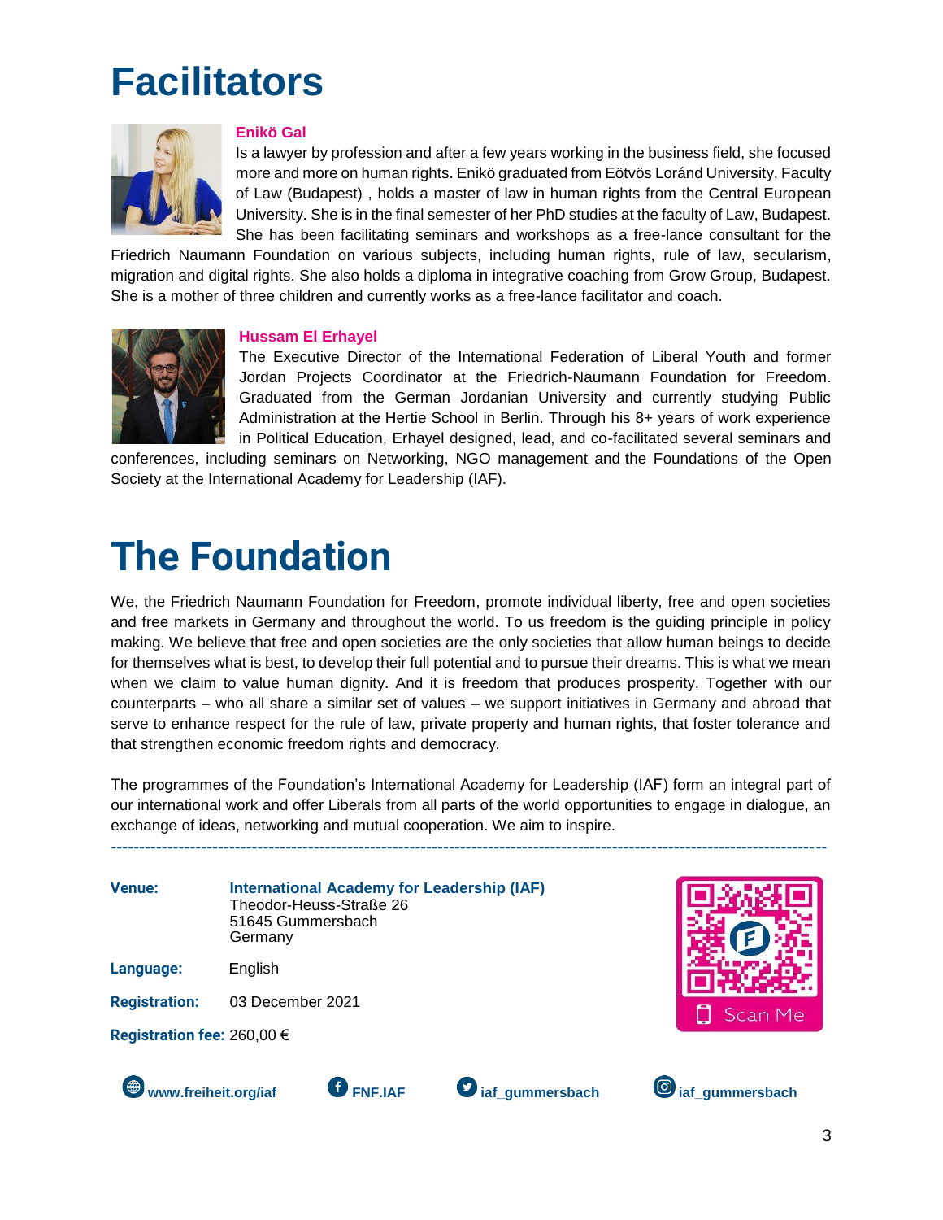# Facilitators

**Enikö Gal**

Is a lawyer by profession and after a few years working in the business field, she focused more and more on human rights. Enikö graduated from Eötvös Loránd University, Faculty of Law (Budapest) , holds a master of law in human rights from the Central European University. She is in the final semester of her PhD studies at the faculty of Law, Budapest. She has been facilitating seminars and workshops as a free-lance consultant for the Friedrich Naumann Foundation on various subjects, including human rights, rule of law, secularism, migration and digital rights. She also holds a diploma in integrative coaching from Grow Group, Budapest. She is a mother of three children and currently works as a free-lance facilitator and coach.

**Hussam El Erhayel**

The Executive Director of the International Federation of Liberal Youth and former Jordan Projects Coordinator at the Friedrich-Naumann Foundation for Freedom. Graduated from the German Jordanian University and currently studying Public Administration at the Hertie School in Berlin. Through his 8+ years of work experience in Political Education, Erhayel designed, lead, and co-facilitated several seminars and conferences, including seminars on Networking, NGO management and the Foundations of the Open Society at the International Academy for Leadership (IAF).

# The Foundation

We, the Friedrich Naumann Foundation for Freedom, promote individual liberty, free and open societies and free markets in Germany and throughout the world. To us freedom is the guiding principle in policy making. We believe that free and open societies are the only societies that allow human beings to decide for themselves what is best, to develop their full potential and to pursue their dreams. This is what we mean when we claim to value human dignity. And it is freedom that produces prosperity. Together with our counterparts – who all share a similar set of values – we support initiatives in Germany and abroad that serve to enhance respect for the rule of law, private property and human rights, that foster tolerance and that strengthen economic freedom rights and democracy.

The programmes of the Foundation's International Academy for Leadership (IAF) form an integral part of our international work and offer Liberals from all parts of the world opportunities to engage in dialogue, an exchange of ideas, networking and mutual cooperation. We aim to inspire.

---

**Venue:** **International Academy for Leadership (IAF)**
Theodor-Heuss-Straße 26
51645 Gummersbach
Germany

**Language:** English

**Registration:** 03 December 2021

**Registration fee:** 260,00 €

Scan Me

www.freiheit.org/iaf | FNF.IAF | iaf_gummersbach | iaf_gummersbach